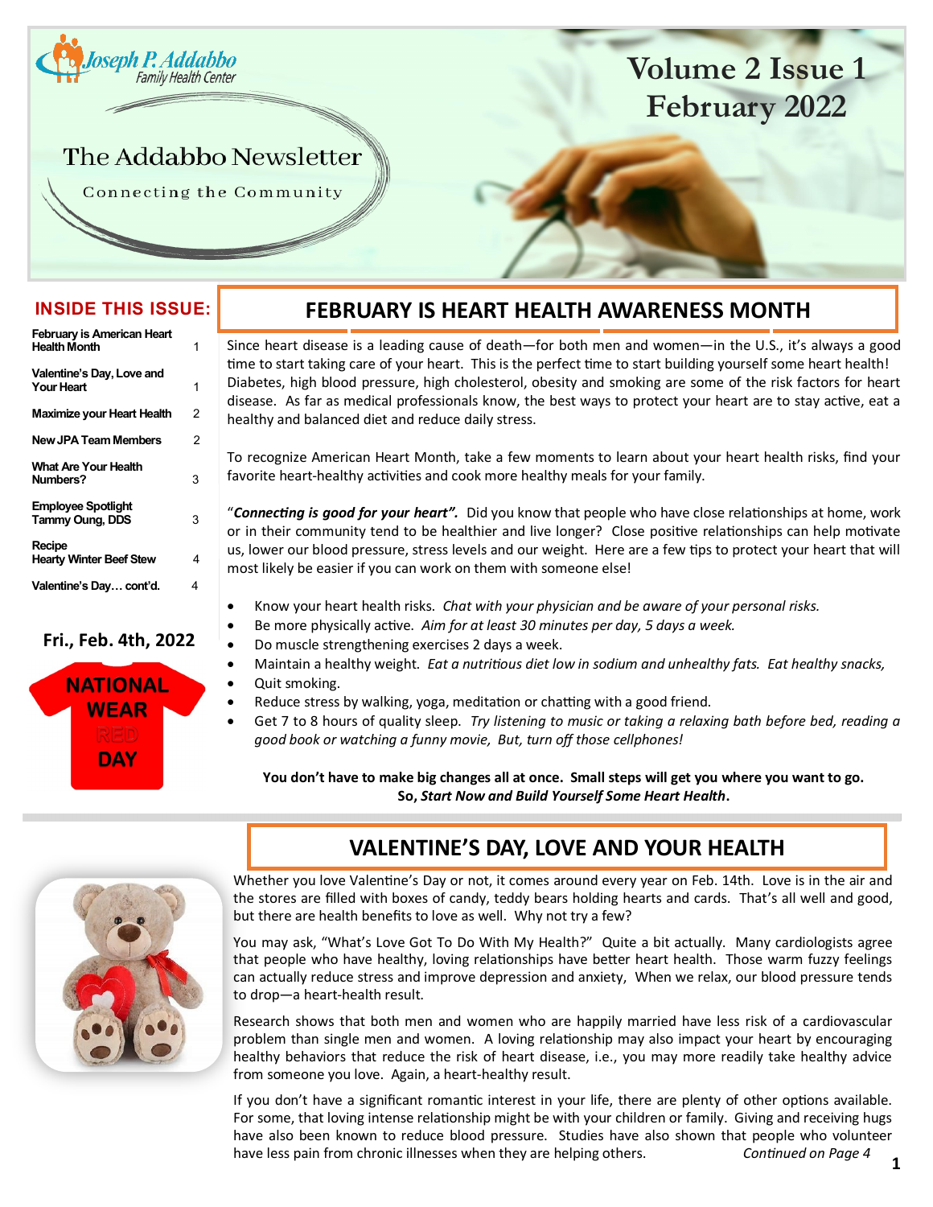Joseph P. Addabbo Family Health Center

# The Addabbo Newsletter

Connecting the Community

Volume 2 Issue 1
February 2022

**INSIDE THIS ISSUE:**

| | |
|---|---|
| February is American Heart Health Month | 1 |
| Valentine's Day, Love and Your Heart | 1 |
| Maximize your Heart Health | 2 |
| New JPA Team Members | 2 |
| What Are Your Health Numbers? | 3 |
| Employee Spotlight Tammy Oung, DDS | 3 |
| Recipe Hearty Winter Beef Stew | 4 |
| Valentine's Day… cont'd. | 4 |

**Fri., Feb. 4th, 2022**

**NATIONAL WEAR RED DAY**

## FEBRUARY IS HEART HEALTH AWARENESS MONTH

Since heart disease is a leading cause of death—for both men and women—in the U.S., it's always a good time to start taking care of your heart. This is the perfect time to start building yourself some heart health! Diabetes, high blood pressure, high cholesterol, obesity and smoking are some of the risk factors for heart disease. As far as medical professionals know, the best ways to protect your heart are to stay active, eat a healthy and balanced diet and reduce daily stress.

To recognize American Heart Month, take a few moments to learn about your heart health risks, find your favorite heart-healthy activities and cook more healthy meals for your family.

"***Connecting is good for your heart".*** Did you know that people who have close relationships at home, work or in their community tend to be healthier and live longer? Close positive relationships can help motivate us, lower our blood pressure, stress levels and our weight. Here are a few tips to protect your heart that will most likely be easier if you can work on them with someone else!

- Know your heart health risks. *Chat with your physician and be aware of your personal risks.*
- Be more physically active. *Aim for at least 30 minutes per day, 5 days a week.*
- Do muscle strengthening exercises 2 days a week.
- Maintain a healthy weight. *Eat a nutritious diet low in sodium and unhealthy fats. Eat healthy snacks,*
- Quit smoking.
- Reduce stress by walking, yoga, meditation or chatting with a good friend.
- Get 7 to 8 hours of quality sleep. *Try listening to music or taking a relaxing bath before bed, reading a good book or watching a funny movie, But, turn off those cellphones!*

**You don't have to make big changes all at once. Small steps will get you where you want to go. So, *Start Now and Build Yourself Some Heart Health*.**

## VALENTINE'S DAY, LOVE AND YOUR HEALTH

Whether you love Valentine's Day or not, it comes around every year on Feb. 14th. Love is in the air and the stores are filled with boxes of candy, teddy bears holding hearts and cards. That's all well and good, but there are health benefits to love as well. Why not try a few?

You may ask, "What's Love Got To Do With My Health?" Quite a bit actually. Many cardiologists agree that people who have healthy, loving relationships have better heart health. Those warm fuzzy feelings can actually reduce stress and improve depression and anxiety, When we relax, our blood pressure tends to drop—a heart-health result.

Research shows that both men and women who are happily married have less risk of a cardiovascular problem than single men and women. A loving relationship may also impact your heart by encouraging healthy behaviors that reduce the risk of heart disease, i.e., you may more readily take healthy advice from someone you love. Again, a heart-healthy result.

If you don't have a significant romantic interest in your life, there are plenty of other options available. For some, that loving intense relationship might be with your children or family. Giving and receiving hugs have also been known to reduce blood pressure. Studies have also shown that people who volunteer have less pain from chronic illnesses when they are helping others. *Continued on Page 4*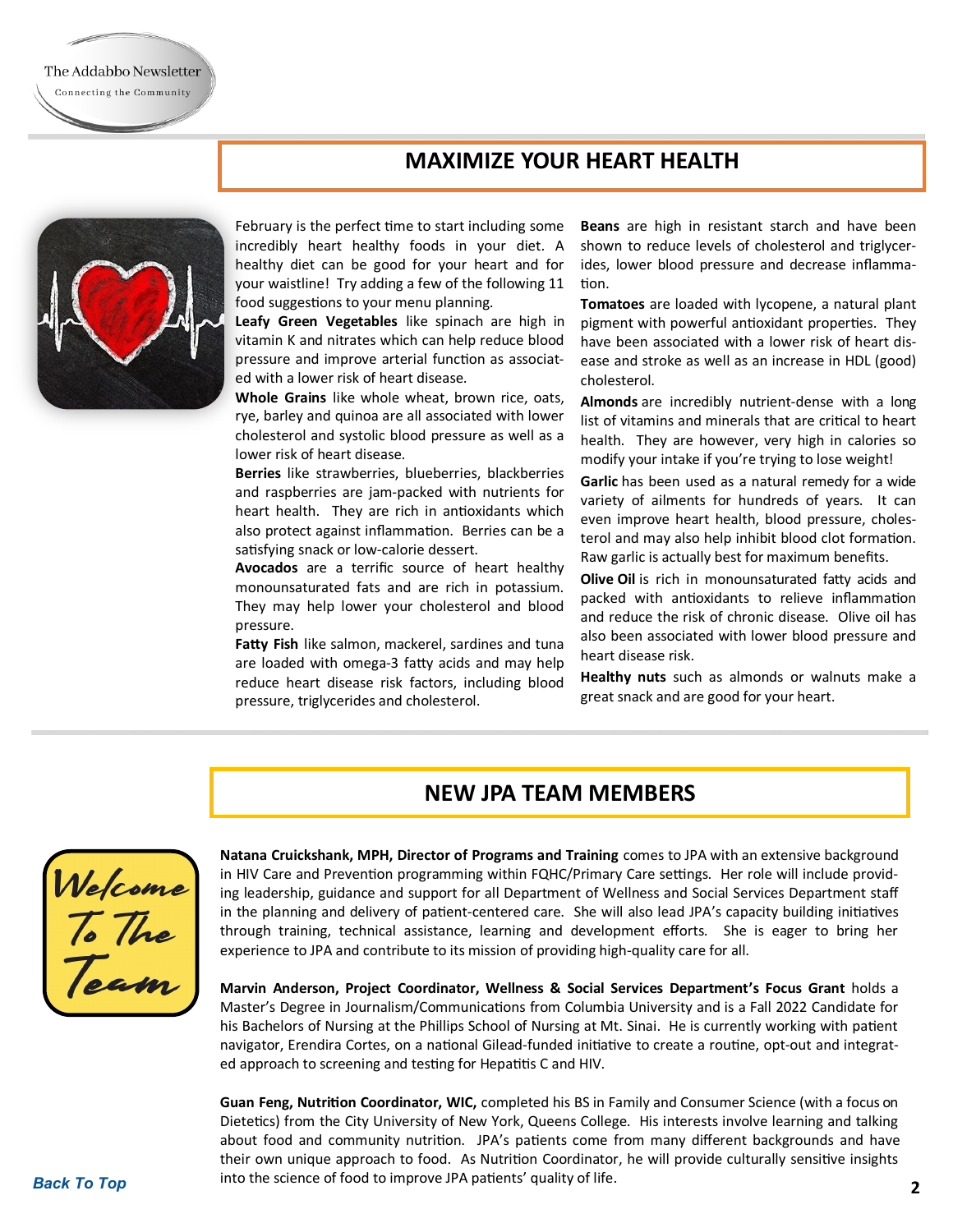## MAXIMIZE YOUR HEART HEALTH

February is the perfect time to start including some incredibly heart healthy foods in your diet. A healthy diet can be good for your heart and for your waistline! Try adding a few of the following 11 food suggestions to your menu planning.

**Leafy Green Vegetables** like spinach are high in vitamin K and nitrates which can help reduce blood pressure and improve arterial function as associated with a lower risk of heart disease.

**Whole Grains** like whole wheat, brown rice, oats, rye, barley and quinoa are all associated with lower cholesterol and systolic blood pressure as well as a lower risk of heart disease.

**Berries** like strawberries, blueberries, blackberries and raspberries are jam-packed with nutrients for heart health. They are rich in antioxidants which also protect against inflammation. Berries can be a satisfying snack or low-calorie dessert.

**Avocados** are a terrific source of heart healthy monounsaturated fats and are rich in potassium. They may help lower your cholesterol and blood pressure.

**Fatty Fish** like salmon, mackerel, sardines and tuna are loaded with omega-3 fatty acids and may help reduce heart disease risk factors, including blood pressure, triglycerides and cholesterol.

**Beans** are high in resistant starch and have been shown to reduce levels of cholesterol and triglycerides, lower blood pressure and decrease inflammation.

**Tomatoes** are loaded with lycopene, a natural plant pigment with powerful antioxidant properties. They have been associated with a lower risk of heart disease and stroke as well as an increase in HDL (good) cholesterol.

**Almonds** are incredibly nutrient-dense with a long list of vitamins and minerals that are critical to heart health. They are however, very high in calories so modify your intake if you're trying to lose weight!

**Garlic** has been used as a natural remedy for a wide variety of ailments for hundreds of years. It can even improve heart health, blood pressure, cholesterol and may also help inhibit blood clot formation. Raw garlic is actually best for maximum benefits.

**Olive Oil** is rich in monounsaturated fatty acids and packed with antioxidants to relieve inflammation and reduce the risk of chronic disease. Olive oil has also been associated with lower blood pressure and heart disease risk.

**Healthy nuts** such as almonds or walnuts make a great snack and are good for your heart.

## NEW JPA TEAM MEMBERS

**Natana Cruickshank, MPH, Director of Programs and Training** comes to JPA with an extensive background in HIV Care and Prevention programming within FQHC/Primary Care settings. Her role will include providing leadership, guidance and support for all Department of Wellness and Social Services Department staff in the planning and delivery of patient-centered care. She will also lead JPA's capacity building initiatives through training, technical assistance, learning and development efforts. She is eager to bring her experience to JPA and contribute to its mission of providing high-quality care for all.

**Marvin Anderson, Project Coordinator, Wellness & Social Services Department's Focus Grant** holds a Master's Degree in Journalism/Communications from Columbia University and is a Fall 2022 Candidate for his Bachelors of Nursing at the Phillips School of Nursing at Mt. Sinai. He is currently working with patient navigator, Erendira Cortes, on a national Gilead-funded initiative to create a routine, opt-out and integrated approach to screening and testing for Hepatitis C and HIV.

**Guan Feng, Nutrition Coordinator, WIC,** completed his BS in Family and Consumer Science (with a focus on Dietetics) from the City University of New York, Queens College. His interests involve learning and talking about food and community nutrition. JPA's patients come from many different backgrounds and have their own unique approach to food. As Nutrition Coordinator, he will provide culturally sensitive insights into the science of food to improve JPA patients' quality of life.

*Back To Top*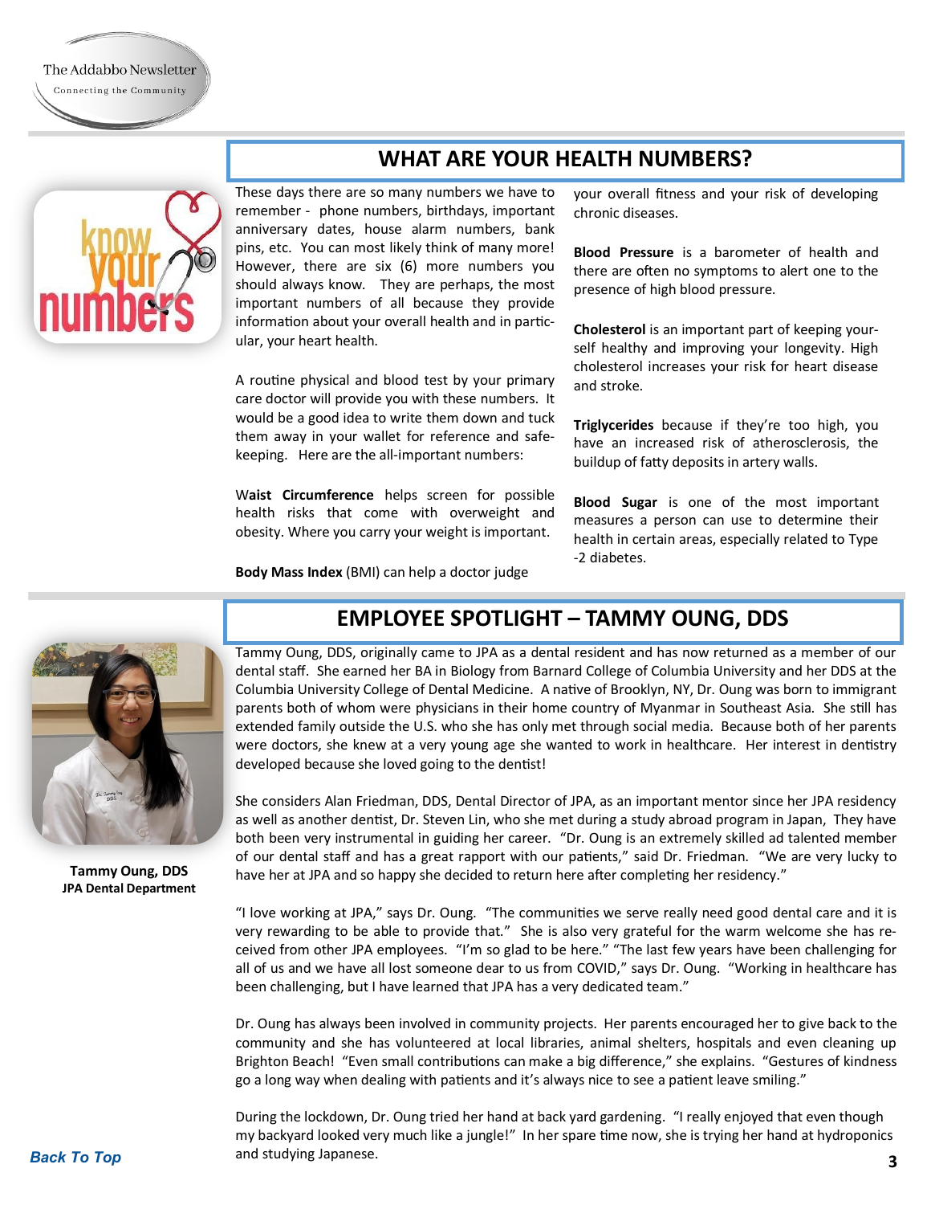## WHAT ARE YOUR HEALTH NUMBERS?

These days there are so many numbers we have to remember - phone numbers, birthdays, important anniversary dates, house alarm numbers, bank pins, etc. You can most likely think of many more! However, there are six (6) more numbers you should always know. They are perhaps, the most important numbers of all because they provide information about your overall health and in particular, your heart health.

A routine physical and blood test by your primary care doctor will provide you with these numbers. It would be a good idea to write them down and tuck them away in your wallet for reference and safekeeping. Here are the all-important numbers:

W**aist Circumference** helps screen for possible health risks that come with overweight and obesity. Where you carry your weight is important.

**Body Mass Index** (BMI) can help a doctor judge your overall fitness and your risk of developing chronic diseases.

**Blood Pressure** is a barometer of health and there are often no symptoms to alert one to the presence of high blood pressure.

**Cholesterol** is an important part of keeping yourself healthy and improving your longevity. High cholesterol increases your risk for heart disease and stroke.

**Triglycerides** because if they're too high, you have an increased risk of atherosclerosis, the buildup of fatty deposits in artery walls.

**Blood Sugar** is one of the most important measures a person can use to determine their health in certain areas, especially related to Type -2 diabetes.

## EMPLOYEE SPOTLIGHT – TAMMY OUNG, DDS

**Tammy Oung, DDS**
**JPA Dental Department**

Tammy Oung, DDS, originally came to JPA as a dental resident and has now returned as a member of our dental staff. She earned her BA in Biology from Barnard College of Columbia University and her DDS at the Columbia University College of Dental Medicine. A native of Brooklyn, NY, Dr. Oung was born to immigrant parents both of whom were physicians in their home country of Myanmar in Southeast Asia. She still has extended family outside the U.S. who she has only met through social media. Because both of her parents were doctors, she knew at a very young age she wanted to work in healthcare. Her interest in dentistry developed because she loved going to the dentist!

She considers Alan Friedman, DDS, Dental Director of JPA, as an important mentor since her JPA residency as well as another dentist, Dr. Steven Lin, who she met during a study abroad program in Japan, They have both been very instrumental in guiding her career. "Dr. Oung is an extremely skilled ad talented member of our dental staff and has a great rapport with our patients," said Dr. Friedman. "We are very lucky to have her at JPA and so happy she decided to return here after completing her residency."

"I love working at JPA," says Dr. Oung. "The communities we serve really need good dental care and it is very rewarding to be able to provide that." She is also very grateful for the warm welcome she has received from other JPA employees. "I'm so glad to be here." "The last few years have been challenging for all of us and we have all lost someone dear to us from COVID," says Dr. Oung. "Working in healthcare has been challenging, but I have learned that JPA has a very dedicated team."

Dr. Oung has always been involved in community projects. Her parents encouraged her to give back to the community and she has volunteered at local libraries, animal shelters, hospitals and even cleaning up Brighton Beach! "Even small contributions can make a big difference," she explains. "Gestures of kindness go a long way when dealing with patients and it's always nice to see a patient leave smiling."

During the lockdown, Dr. Oung tried her hand at back yard gardening. "I really enjoyed that even though my backyard looked very much like a jungle!" In her spare time now, she is trying her hand at hydroponics and studying Japanese.

*Back To Top*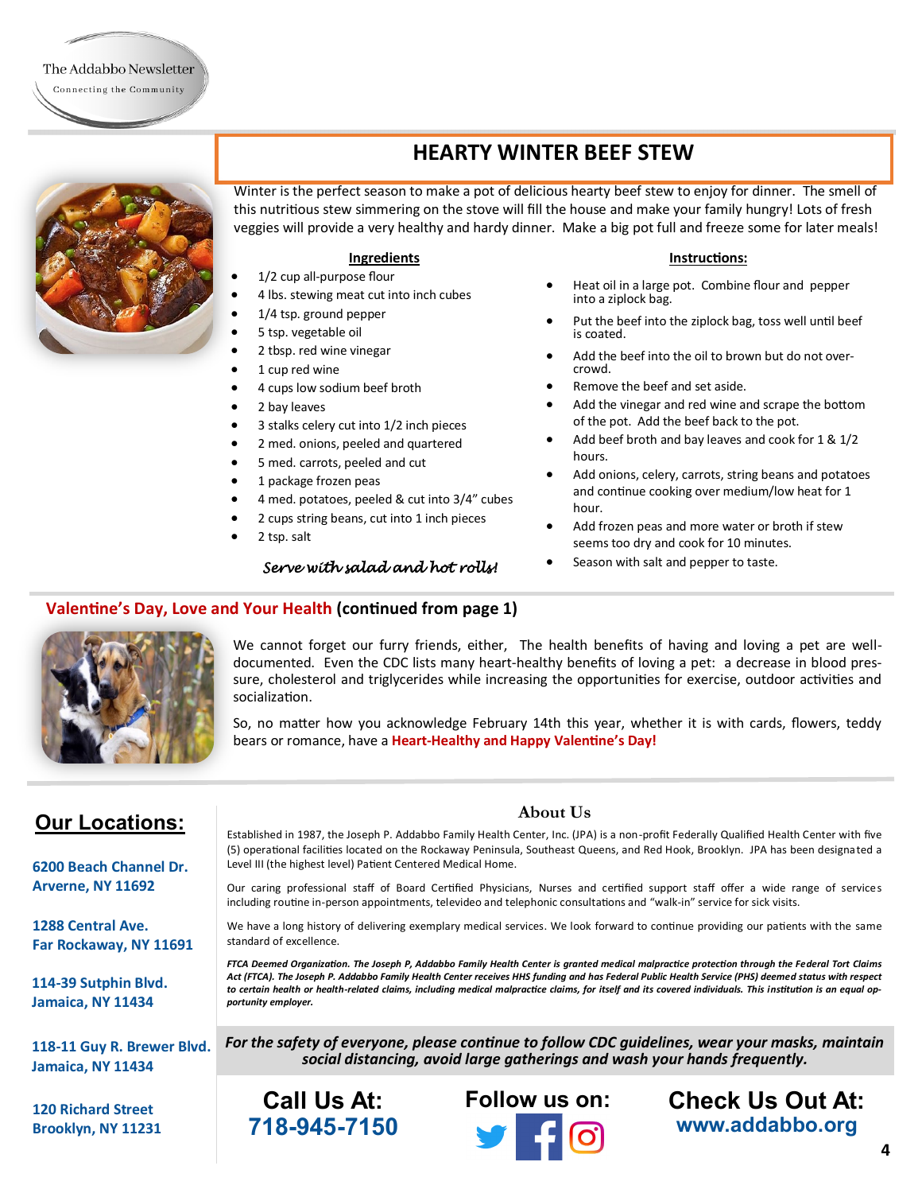The Addabbo Newsletter

Connecting the Community

# HEARTY WINTER BEEF STEW

Winter is the perfect season to make a pot of delicious hearty beef stew to enjoy for dinner. The smell of this nutritious stew simmering on the stove will fill the house and make your family hungry! Lots of fresh veggies will provide a very healthy and hardy dinner. Make a big pot full and freeze some for later meals!

## Ingredients

- 1/2 cup all-purpose flour
- 4 lbs. stewing meat cut into inch cubes
- 1/4 tsp. ground pepper
- 5 tsp. vegetable oil
- 2 tbsp. red wine vinegar
- 1 cup red wine
- 4 cups low sodium beef broth
- 2 bay leaves
- 3 stalks celery cut into 1/2 inch pieces
- 2 med. onions, peeled and quartered
- 5 med. carrots, peeled and cut
- 1 package frozen peas
- 4 med. potatoes, peeled & cut into 3/4" cubes
- 2 cups string beans, cut into 1 inch pieces
- 2 tsp. salt

*Serve with salad and hot rolls!*

## Instructions:

- Heat oil in a large pot. Combine flour and pepper into a ziplock bag.
- Put the beef into the ziplock bag, toss well until beef is coated.
- Add the beef into the oil to brown but do not over-crowd.
- Remove the beef and set aside.
- Add the vinegar and red wine and scrape the bottom of the pot. Add the beef back to the pot.
- Add beef broth and bay leaves and cook for 1 & 1/2 hours.
- Add onions, celery, carrots, string beans and potatoes and continue cooking over medium/low heat for 1 hour.
- Add frozen peas and more water or broth if stew seems too dry and cook for 10 minutes.
- Season with salt and pepper to taste.

## Valentine's Day, Love and Your Health (continued from page 1)

We cannot forget our furry friends, either, The health benefits of having and loving a pet are well-documented. Even the CDC lists many heart-healthy benefits of loving a pet: a decrease in blood pressure, cholesterol and triglycerides while increasing the opportunities for exercise, outdoor activities and socialization.

So, no matter how you acknowledge February 14th this year, whether it is with cards, flowers, teddy bears or romance, have a **Heart-Healthy and Happy Valentine's Day!**

## Our Locations:

**6200 Beach Channel Dr.**
**Arverne, NY 11692**

**1288 Central Ave.**
**Far Rockaway, NY 11691**

**114-39 Sutphin Blvd.**
**Jamaica, NY 11434**

**118-11 Guy R. Brewer Blvd.**
**Jamaica, NY 11434**

**120 Richard Street**
**Brooklyn, NY 11231**

## About Us

Established in 1987, the Joseph P. Addabbo Family Health Center, Inc. (JPA) is a non-profit Federally Qualified Health Center with five (5) operational facilities located on the Rockaway Peninsula, Southeast Queens, and Red Hook, Brooklyn. JPA has been designated a Level III (the highest level) Patient Centered Medical Home.

Our caring professional staff of Board Certified Physicians, Nurses and certified support staff offer a wide range of services including routine in-person appointments, televideo and telephonic consultations and "walk-in" service for sick visits.

We have a long history of delivering exemplary medical services. We look forward to continue providing our patients with the same standard of excellence.

***FTCA Deemed Organization. The Joseph P, Addabbo Family Health Center is granted medical malpractice protection through the Federal Tort Claims Act (FTCA). The Joseph P. Addabbo Family Health Center receives HHS funding and has Federal Public Health Service (PHS) deemed status with respect to certain health or health-related claims, including medical malpractice claims, for itself and its covered individuals. This institution is an equal opportunity employer.***

***For the safety of everyone, please continue to follow CDC guidelines, wear your masks, maintain social distancing, avoid large gatherings and wash your hands frequently.***

**Call Us At:**
**718-945-7150**

**Follow us on:**

**Check Us Out At:**
**www.addabbo.org**